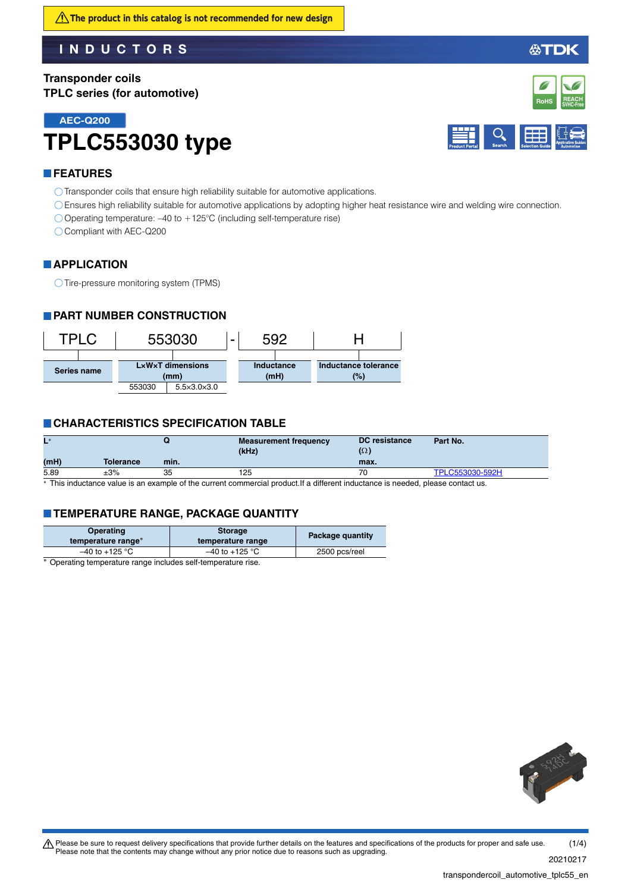⚠The product in this catalog is not recommended for new design

INDUCTORS

Transponder coils
TPLC series (for automotive)

AEC-Q200

# TPLC553030 type

## FEATURES

- Transponder coils that ensure high reliability suitable for automotive applications.
- Ensures high reliability suitable for automotive applications by adopting higher heat resistance wire and welding wire connection.
- Operating temperature: –40 to +125°C (including self-temperature rise)
- Compliant with AEC-Q200

## APPLICATION

- Tire-pressure monitoring system (TPMS)

## PART NUMBER CONSTRUCTION

| TPLC | 553030 | - | 592 | H |
|---|---|---|---|---|
| Series name | L×W×T dimensions (mm) | | Inductance (mH) | Inductance tolerance (%) |

| 553030 | 5.5×3.0×3.0 |
|---|---|

## CHARACTERISTICS SPECIFICATION TABLE

| L* (mH) | Tolerance | Q min. | Measurement frequency (kHz) | DC resistance (Ω) max. | Part No. |
|---|---|---|---|---|---|
| 5.89 | ±3% | 35 | 125 | 70 | TPLC553030-592H |

* This inductance value is an example of the current commercial product.If a different inductance is needed, please contact us.

## TEMPERATURE RANGE, PACKAGE QUANTITY

| Operating temperature range* | Storage temperature range | Package quantity |
|---|---|---|
| –40 to +125 °C | –40 to +125 °C | 2500 pcs/reel |

* Operating temperature range includes self-temperature rise.

⚠ Please be sure to request delivery specifications that provide further details on the features and specifications of the products for proper and safe use.
Please note that the contents may change without any prior notice due to reasons such as upgrading.

20210217

transpondercoil_automotive_tplc55_en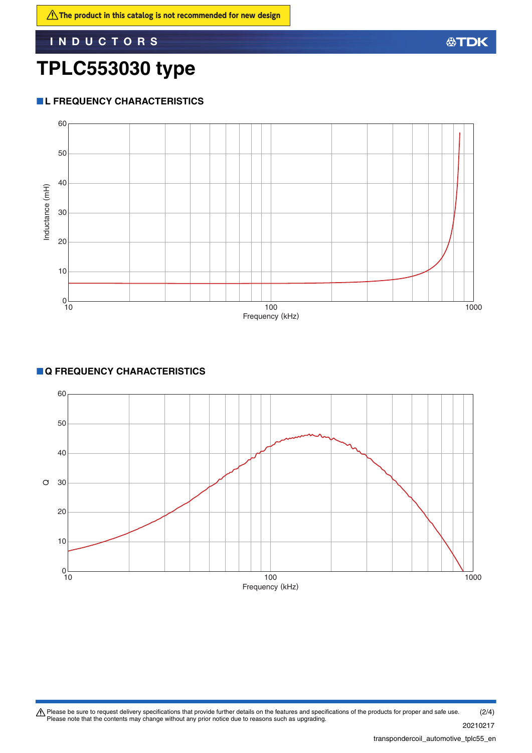⚠ The product in this catalog is not recommended for new design

INDUCTORS

# TPLC553030 type

## L FREQUENCY CHARACTERISTICS

Inductance (mH)

60
50
40
30
20
10
0

10 100 1000

Frequency (kHz)

## Q FREQUENCY CHARACTERISTICS

Q

60
50
40
30
20
10
0

10 100 1000

Frequency (kHz)

⚠ Please be sure to request delivery specifications that provide further details on the features and specifications of the products for proper and safe use.
Please note that the contents may change without any prior notice due to reasons such as upgrading.

20210217

transpondercoil_automotive_tplc55_en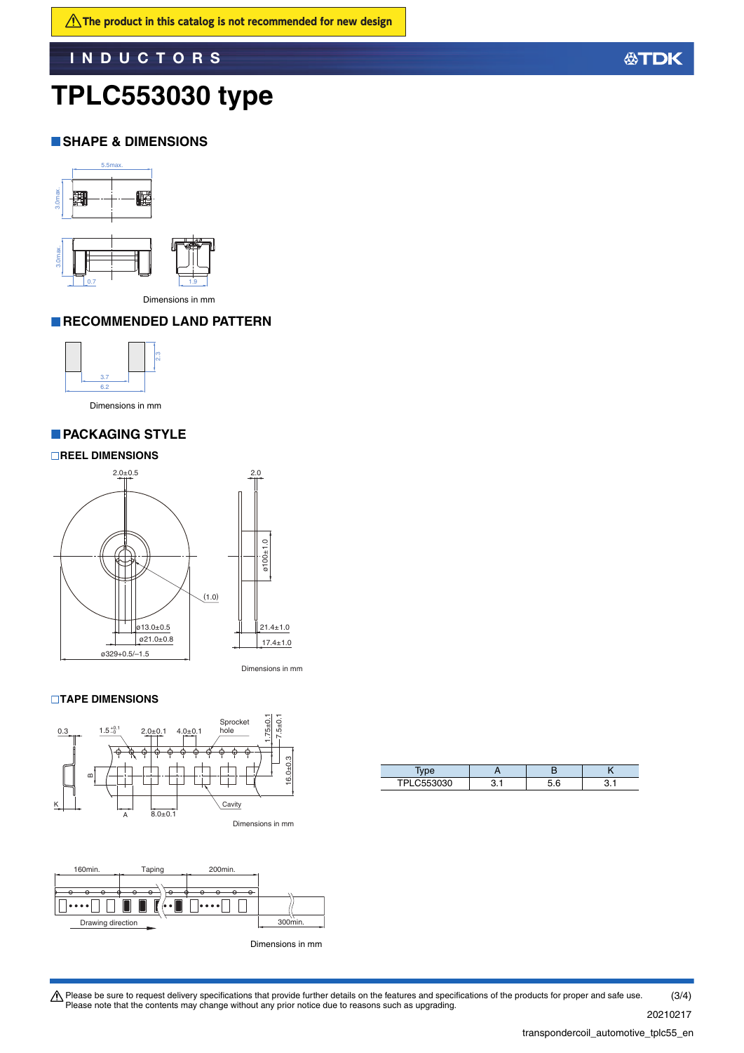⚠ The product in this catalog is not recommended for new design

INDUCTORS

# TPLC553030 type

## SHAPE & DIMENSIONS

5.5max.

3.0max.

3.0max.

0.7

1.9

Dimensions in mm

## RECOMMENDED LAND PATTERN

2.3

3.7

6.2

Dimensions in mm

## PACKAGING STYLE

### REEL DIMENSIONS

2.0±0.5

2.0

ø100±1.0

(1.0)

ø13.0±0.5

ø21.0±0.8

ø329+0.5/–1.5

21.4±1.0

17.4±1.0

Dimensions in mm

### TAPE DIMENSIONS

0.3

$1.5^{+0.1}_{-0}$

2.0±0.1

4.0±0.1

Sprocket hole

1.75±0.1

7.5±0.1

16.0±0.3

B

K

A

8.0±0.1

Cavity

Dimensions in mm

| Type | A | B | K |
|---|---|---|---|
| TPLC553030 | 3.1 | 5.6 | 3.1 |

160min.

Taping

200min.

Drawing direction

300min.

Dimensions in mm

⚠ Please be sure to request delivery specifications that provide further details on the features and specifications of the products for proper and safe use.
Please note that the contents may change without any prior notice due to reasons such as upgrading.

20210217

transpondercoil_automotive_tplc55_en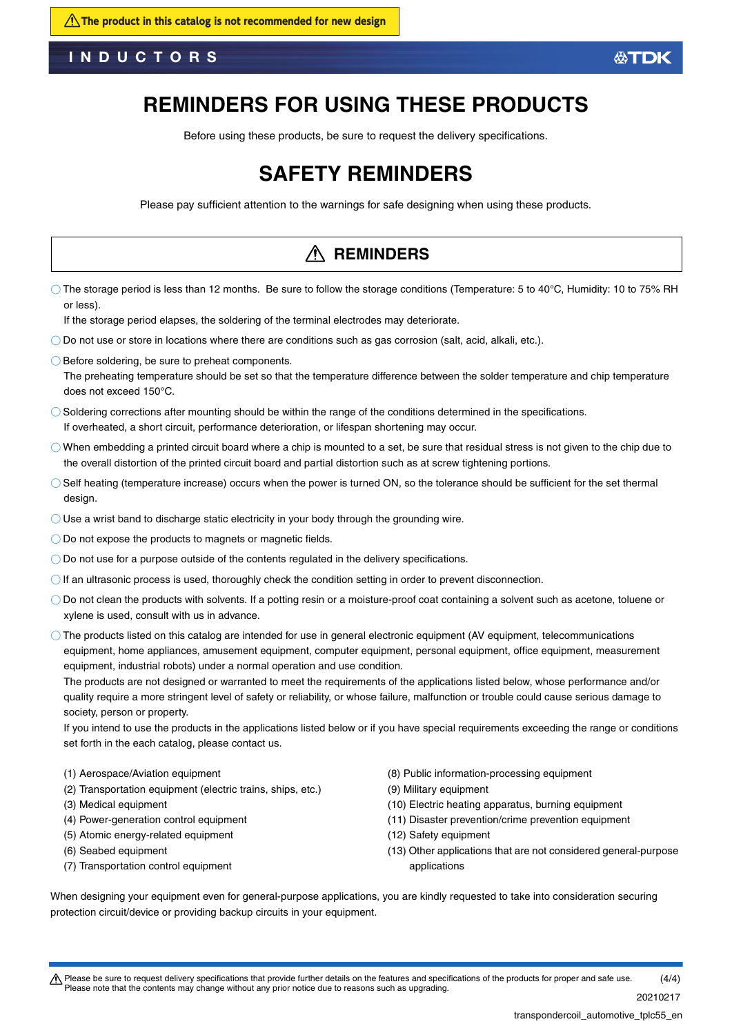⚠The product in this catalog is not recommended for new design

# REMINDERS FOR USING THESE PRODUCTS

Before using these products, be sure to request the delivery specifications.

# SAFETY REMINDERS

Please pay sufficient attention to the warnings for safe designing when using these products.

## ⚠ REMINDERS

- The storage period is less than 12 months. Be sure to follow the storage conditions (Temperature: 5 to 40°C, Humidity: 10 to 75% RH or less).
  If the storage period elapses, the soldering of the terminal electrodes may deteriorate.
- Do not use or store in locations where there are conditions such as gas corrosion (salt, acid, alkali, etc.).
- Before soldering, be sure to preheat components.
  The preheating temperature should be set so that the temperature difference between the solder temperature and chip temperature does not exceed 150°C.
- Soldering corrections after mounting should be within the range of the conditions determined in the specifications.
  If overheated, a short circuit, performance deterioration, or lifespan shortening may occur.
- When embedding a printed circuit board where a chip is mounted to a set, be sure that residual stress is not given to the chip due to the overall distortion of the printed circuit board and partial distortion such as at screw tightening portions.
- Self heating (temperature increase) occurs when the power is turned ON, so the tolerance should be sufficient for the set thermal design.
- Use a wrist band to discharge static electricity in your body through the grounding wire.
- Do not expose the products to magnets or magnetic fields.
- Do not use for a purpose outside of the contents regulated in the delivery specifications.
- If an ultrasonic process is used, thoroughly check the condition setting in order to prevent disconnection.
- Do not clean the products with solvents. If a potting resin or a moisture-proof coat containing a solvent such as acetone, toluene or xylene is used, consult with us in advance.
- The products listed on this catalog are intended for use in general electronic equipment (AV equipment, telecommunications equipment, home appliances, amusement equipment, computer equipment, personal equipment, office equipment, measurement equipment, industrial robots) under a normal operation and use condition.
  The products are not designed or warranted to meet the requirements of the applications listed below, whose performance and/or quality require a more stringent level of safety or reliability, or whose failure, malfunction or trouble could cause serious damage to society, person or property.
  If you intend to use the products in the applications listed below or if you have special requirements exceeding the range or conditions set forth in the each catalog, please contact us.

(1) Aerospace/Aviation equipment
(2) Transportation equipment (electric trains, ships, etc.)
(3) Medical equipment
(4) Power-generation control equipment
(5) Atomic energy-related equipment
(6) Seabed equipment
(7) Transportation control equipment
(8) Public information-processing equipment
(9) Military equipment
(10) Electric heating apparatus, burning equipment
(11) Disaster prevention/crime prevention equipment
(12) Safety equipment
(13) Other applications that are not considered general-purpose applications

When designing your equipment even for general-purpose applications, you are kindly requested to take into consideration securing protection circuit/device or providing backup circuits in your equipment.

⚠ Please be sure to request delivery specifications that provide further details on the features and specifications of the products for proper and safe use.
Please note that the contents may change without any prior notice due to reasons such as upgrading.

20210217

transpondercoil_automotive_tplc55_en